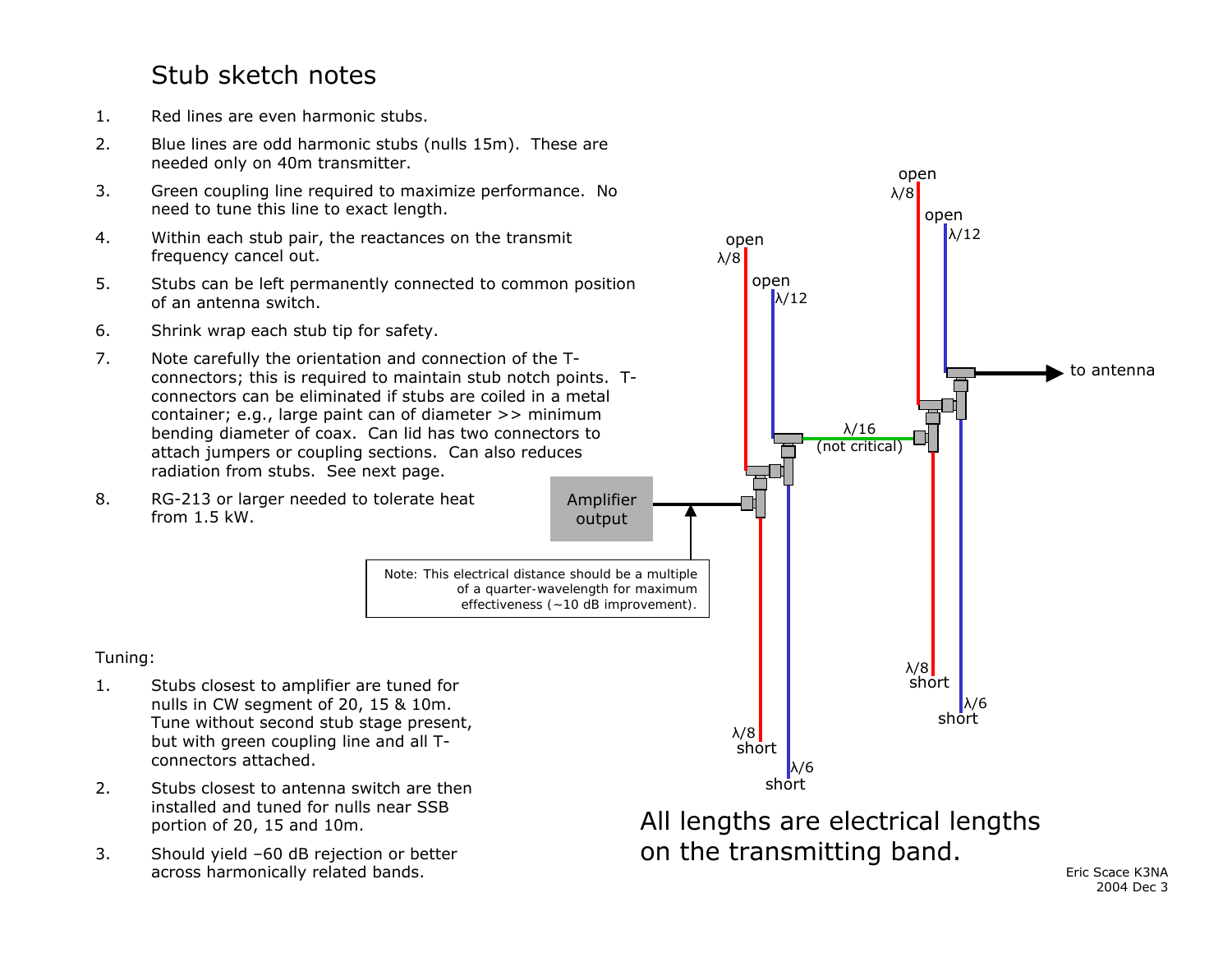# Stub sketch notes

1. Red lines are even harmonic stubs.
2. Blue lines are odd harmonic stubs (nulls 15m). These are needed only on 40m transmitter.
3. Green coupling line required to maximize performance. No need to tune this line to exact length.
4. Within each stub pair, the reactances on the transmit frequency cancel out.
5. Stubs can be left permanently connected to common position of an antenna switch.
6. Shrink wrap each stub tip for safety.
7. Note carefully the orientation and connection of the T-connectors; this is required to maintain stub notch points. T-connectors can be eliminated if stubs are coiled in a metal container; e.g., large paint can of diameter >> minimum bending diameter of coax. Can lid has two connectors to attach jumpers or coupling sections. Can also reduces radiation from stubs. See next page.
8. RG-213 or larger needed to tolerate heat from 1.5 kW.

open $\lambda/8$

open $\lambda/12$

open $\lambda/8$

open $\lambda/12$

Amplifier output

$\lambda/16$ (not critical)

to antenna

Note: This electrical distance should be a multiple of a quarter-wavelength for maximum effectiveness (~10 dB improvement).

$\lambda/8$ short

$\lambda/6$ short

$\lambda/8$ short

$\lambda/6$ short

Tuning:

1. Stubs closest to amplifier are tuned for nulls in CW segment of 20, 15 & 10m. Tune without second stub stage present, but with green coupling line and all T-connectors attached.
2. Stubs closest to antenna switch are then installed and tuned for nulls near SSB portion of 20, 15 and 10m.
3. Should yield –60 dB rejection or better across harmonically related bands.

All lengths are electrical lengths on the transmitting band.

Eric Scace K3NA
2004 Dec 3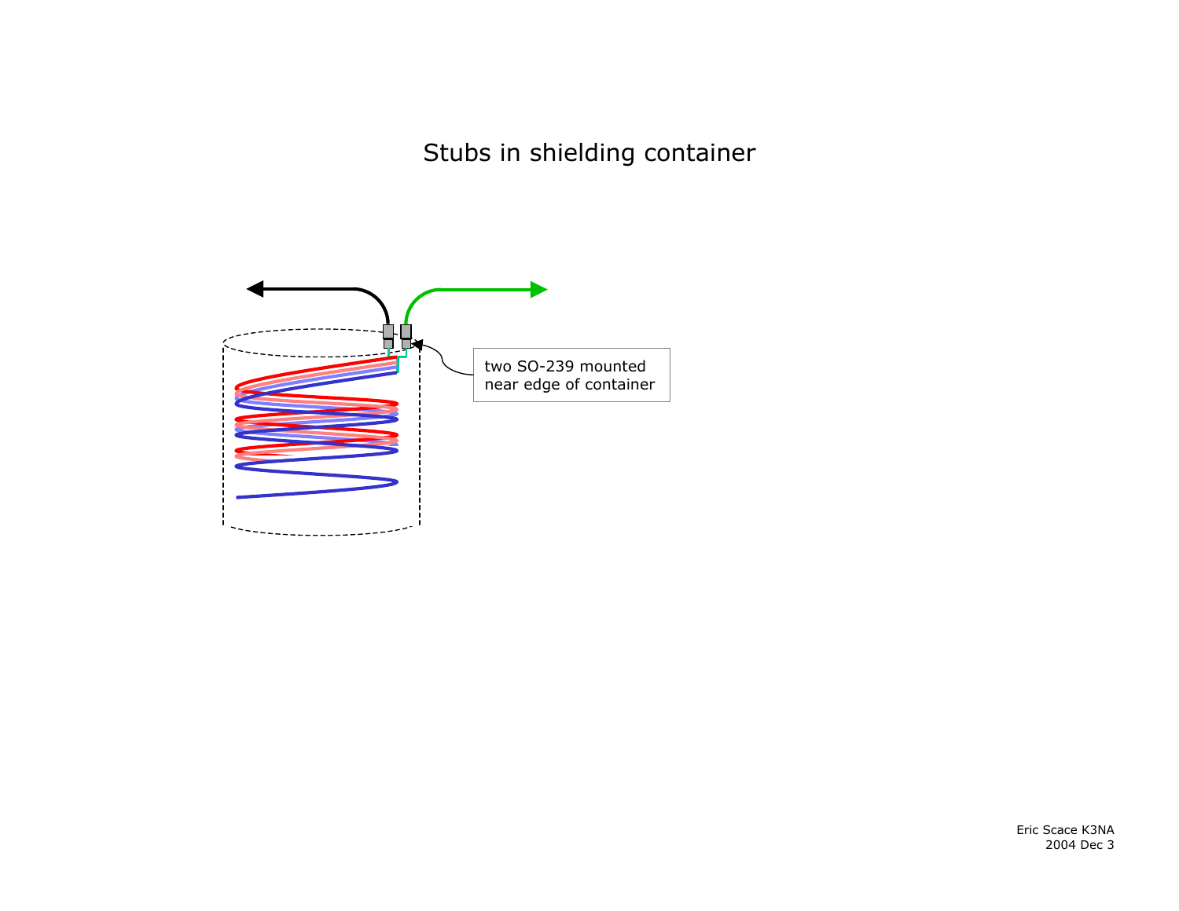# Stubs in shielding container

two SO-239 mounted near edge of container

Eric Scace K3NA
2004 Dec 3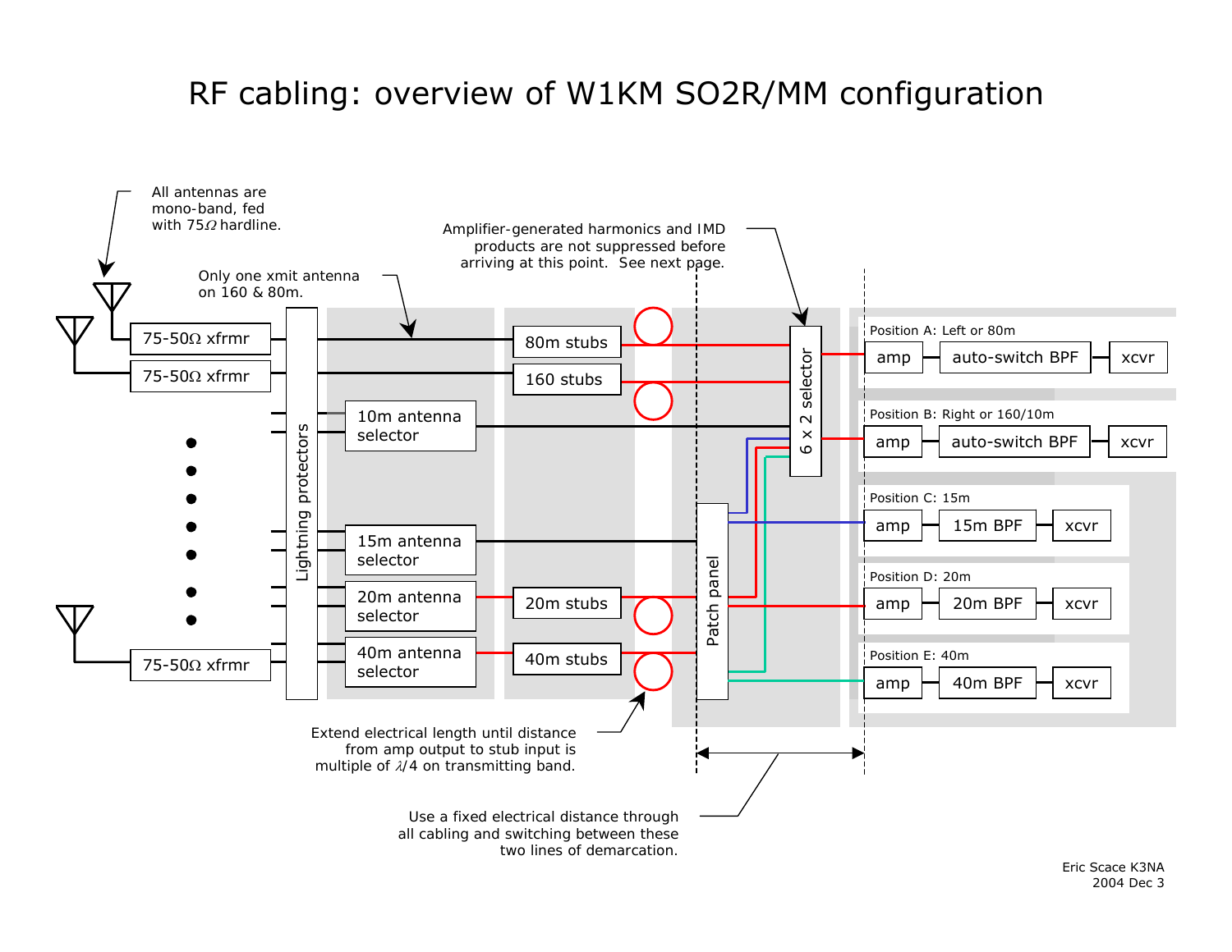# RF cabling: overview of W1KM SO2R/MM configuration

All antennas are mono-band, fed with 75Ω hardline.

Only one xmit antenna on 160 & 80m.

Amplifier-generated harmonics and IMD products are not suppressed before arriving at this point. See next page.

75-50Ω xfrmr

75-50Ω xfrmr

75-50Ω xfrmr

Lightning protectors

80m stubs

160 stubs

10m antenna selector

15m antenna selector

20m antenna selector

40m antenna selector

20m stubs

40m stubs

6 x 2 selector

Patch panel

Position A: Left or 80m

amp — auto-switch BPF — xcvr

Position B: Right or 160/10m

amp — auto-switch BPF — xcvr

Position C: 15m

amp — 15m BPF — xcvr

Position D: 20m

amp — 20m BPF — xcvr

Position E: 40m

amp — 40m BPF — xcvr

Extend electrical length until distance from amp output to stub input is multiple of $\lambda/4$ on transmitting band.

Use a fixed electrical distance through all cabling and switching between these two lines of demarcation.

Eric Scace K3NA
2004 Dec 3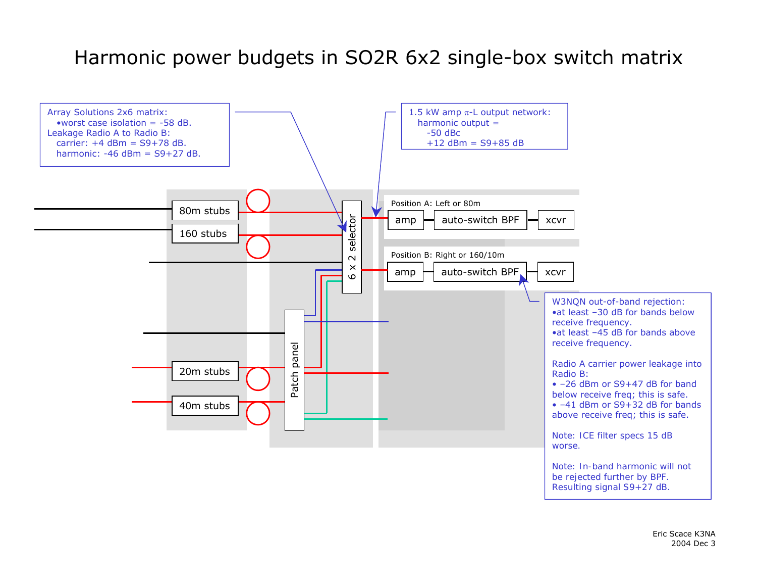# Harmonic power budgets in SO2R 6x2 single-box switch matrix

Array Solutions 2x6 matrix:
- •worst case isolation = -58 dB.

Leakage Radio A to Radio B:
- carrier: +4 dBm = S9+78 dB.
- harmonic: -46 dBm = S9+27 dB.

1.5 kW amp $\pi$-L output network:
- harmonic output =
  - -50 dBc
  - +12 dBm = S9+85 dB

80m stubs

160 stubs

6 x 2 selector

Position A: Left or 80m

amp — auto-switch BPF — xcvr

Position B: Right or 160/10m

amp — auto-switch BPF — xcvr

Patch panel

20m stubs

40m stubs

W3NQN out-of-band rejection:
- •at least –30 dB for bands below receive frequency.
- •at least –45 dB for bands above receive frequency.

Radio A carrier power leakage into Radio B:
- • –26 dBm or S9+47 dB for band below receive freq; this is safe.
- • –41 dBm or S9+32 dB for bands above receive freq; this is safe.

Note: ICE filter specs 15 dB worse.

Note: In-band harmonic will not be rejected further by BPF. Resulting signal S9+27 dB.

Eric Scace K3NA
2004 Dec 3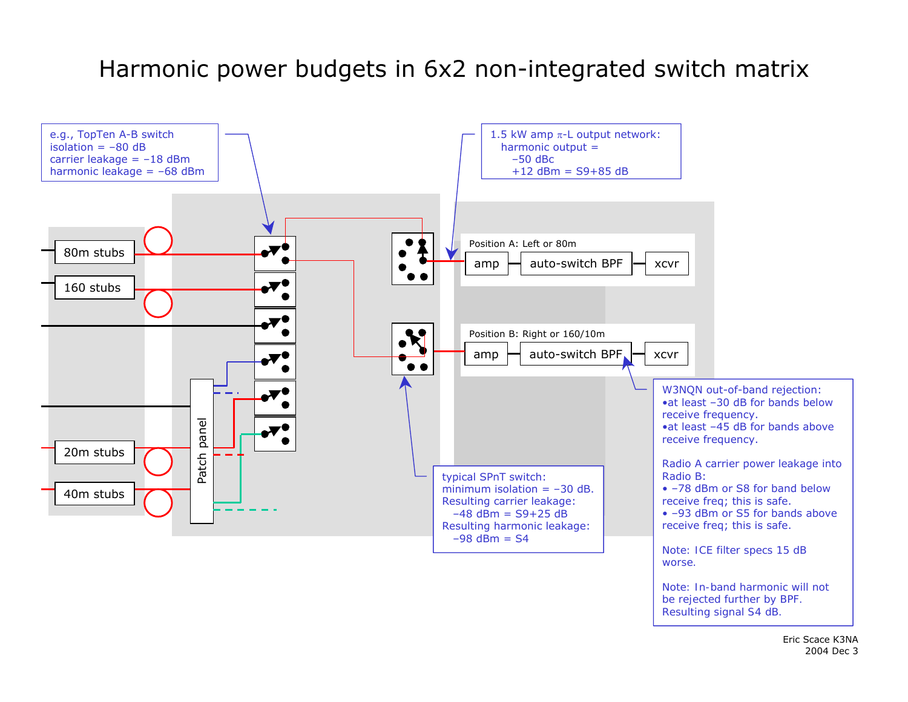# Harmonic power budgets in 6x2 non-integrated switch matrix

e.g., TopTen A-B switch
isolation = −80 dB
carrier leakage = −18 dBm
harmonic leakage = −68 dBm

1.5 kW amp π-L output network:
harmonic output =
−50 dBc
+12 dBm = S9+85 dB

80m stubs

160 stubs

20m stubs

40m stubs

Patch panel

Position A: Left or 80m

amp — auto-switch BPF — xcvr

Position B: Right or 160/10m

amp — auto-switch BPF — xcvr

typical SPnT switch:
minimum isolation = −30 dB.
Resulting carrier leakage:
−48 dBm = S9+25 dB
Resulting harmonic leakage:
−98 dBm = S4

W3NQN out-of-band rejection:
•at least −30 dB for bands below receive frequency.
•at least −45 dB for bands above receive frequency.

Radio A carrier power leakage into Radio B:
• −78 dBm or S8 for band below receive freq; this is safe.
• −93 dBm or S5 for bands above receive freq; this is safe.

Note: ICE filter specs 15 dB worse.

Note: In-band harmonic will not be rejected further by BPF. Resulting signal S4 dB.

Eric Scace K3NA
2004 Dec 3